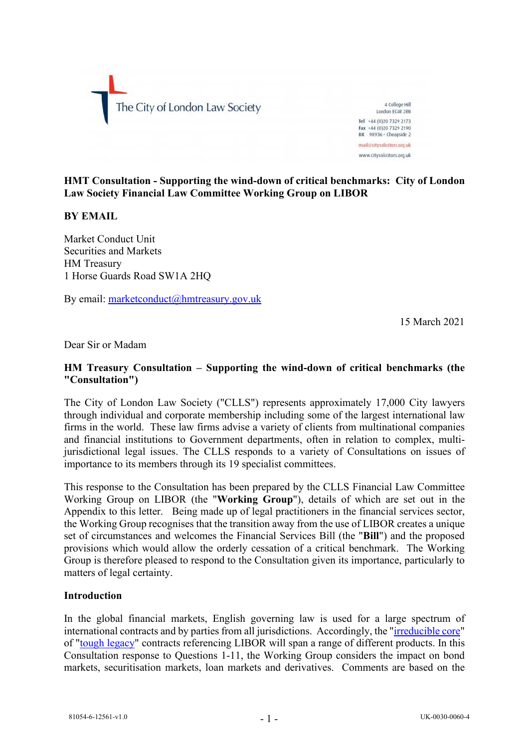The City of London Law Society

4 College Hill
London EC4R 2RB
Tel +44 (0)20 7329 2173
Fax +44 (0)20 7329 2190
DX 98936 - Cheapside 2
mail@citysolicitors.org.uk
www.citysolicitors.org.uk

**HMT Consultation - Supporting the wind-down of critical benchmarks: City of London Law Society Financial Law Committee Working Group on LIBOR**

**BY EMAIL**

Market Conduct Unit
Securities and Markets
HM Treasury
1 Horse Guards Road SW1A 2HQ

By email: marketconduct@hmtreasury.gov.uk

15 March 2021

Dear Sir or Madam

**HM Treasury Consultation – Supporting the wind-down of critical benchmarks (the "Consultation")**

The City of London Law Society ("CLLS") represents approximately 17,000 City lawyers through individual and corporate membership including some of the largest international law firms in the world. These law firms advise a variety of clients from multinational companies and financial institutions to Government departments, often in relation to complex, multi-jurisdictional legal issues. The CLLS responds to a variety of Consultations on issues of importance to its members through its 19 specialist committees.

This response to the Consultation has been prepared by the CLLS Financial Law Committee Working Group on LIBOR (the "**Working Group**"), details of which are set out in the Appendix to this letter. Being made up of legal practitioners in the financial services sector, the Working Group recognises that the transition away from the use of LIBOR creates a unique set of circumstances and welcomes the Financial Services Bill (the "**Bill**") and the proposed provisions which would allow the orderly cessation of a critical benchmark. The Working Group is therefore pleased to respond to the Consultation given its importance, particularly to matters of legal certainty.

**Introduction**

In the global financial markets, English governing law is used for a large spectrum of international contracts and by parties from all jurisdictions. Accordingly, the "irreducible core" of "tough legacy" contracts referencing LIBOR will span a range of different products. In this Consultation response to Questions 1-11, the Working Group considers the impact on bond markets, securitisation markets, loan markets and derivatives. Comments are based on the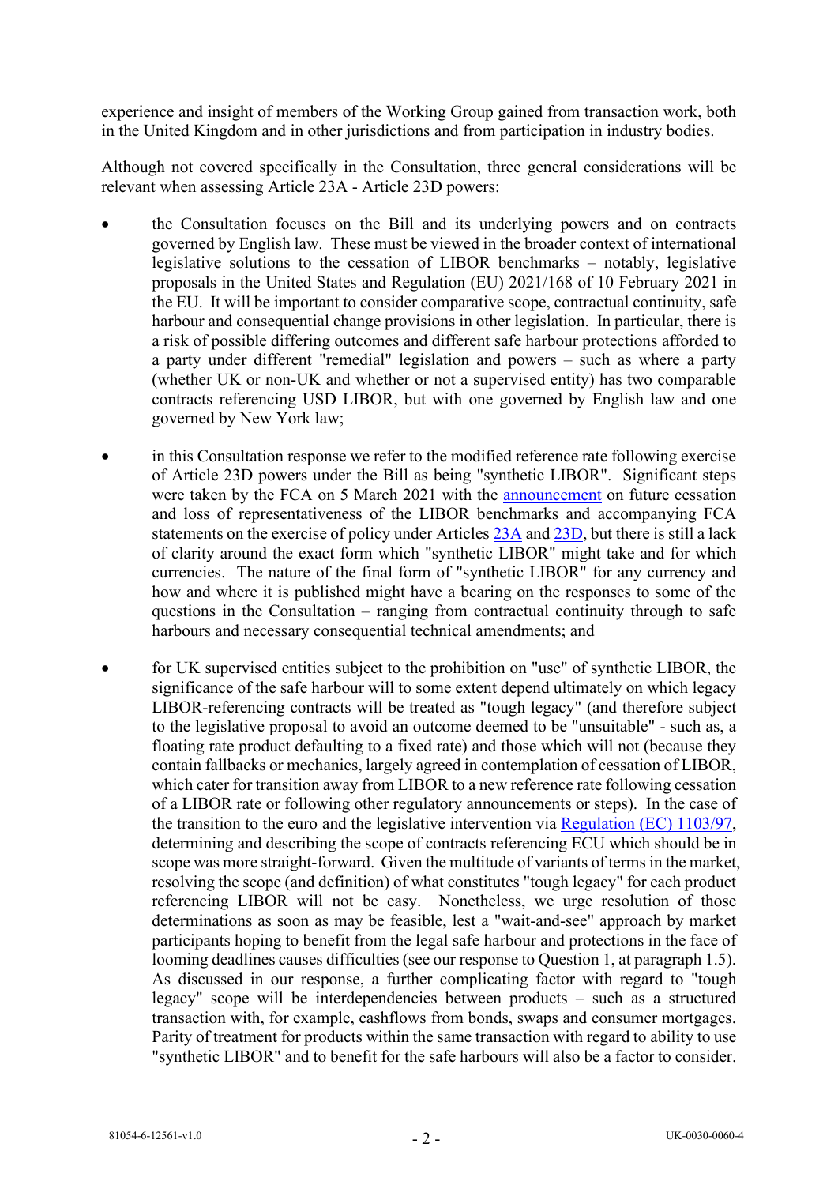experience and insight of members of the Working Group gained from transaction work, both in the United Kingdom and in other jurisdictions and from participation in industry bodies.

Although not covered specifically in the Consultation, three general considerations will be relevant when assessing Article 23A - Article 23D powers:

- the Consultation focuses on the Bill and its underlying powers and on contracts governed by English law. These must be viewed in the broader context of international legislative solutions to the cessation of LIBOR benchmarks – notably, legislative proposals in the United States and Regulation (EU) 2021/168 of 10 February 2021 in the EU. It will be important to consider comparative scope, contractual continuity, safe harbour and consequential change provisions in other legislation. In particular, there is a risk of possible differing outcomes and different safe harbour protections afforded to a party under different "remedial" legislation and powers – such as where a party (whether UK or non-UK and whether or not a supervised entity) has two comparable contracts referencing USD LIBOR, but with one governed by English law and one governed by New York law;

- in this Consultation response we refer to the modified reference rate following exercise of Article 23D powers under the Bill as being "synthetic LIBOR". Significant steps were taken by the FCA on 5 March 2021 with the announcement on future cessation and loss of representativeness of the LIBOR benchmarks and accompanying FCA statements on the exercise of policy under Articles 23A and 23D, but there is still a lack of clarity around the exact form which "synthetic LIBOR" might take and for which currencies. The nature of the final form of "synthetic LIBOR" for any currency and how and where it is published might have a bearing on the responses to some of the questions in the Consultation – ranging from contractual continuity through to safe harbours and necessary consequential technical amendments; and

- for UK supervised entities subject to the prohibition on "use" of synthetic LIBOR, the significance of the safe harbour will to some extent depend ultimately on which legacy LIBOR-referencing contracts will be treated as "tough legacy" (and therefore subject to the legislative proposal to avoid an outcome deemed to be "unsuitable" - such as, a floating rate product defaulting to a fixed rate) and those which will not (because they contain fallbacks or mechanics, largely agreed in contemplation of cessation of LIBOR, which cater for transition away from LIBOR to a new reference rate following cessation of a LIBOR rate or following other regulatory announcements or steps). In the case of the transition to the euro and the legislative intervention via Regulation (EC) 1103/97, determining and describing the scope of contracts referencing ECU which should be in scope was more straight-forward. Given the multitude of variants of terms in the market, resolving the scope (and definition) of what constitutes "tough legacy" for each product referencing LIBOR will not be easy. Nonetheless, we urge resolution of those determinations as soon as may be feasible, lest a "wait-and-see" approach by market participants hoping to benefit from the legal safe harbour and protections in the face of looming deadlines causes difficulties (see our response to Question 1, at paragraph 1.5). As discussed in our response, a further complicating factor with regard to "tough legacy" scope will be interdependencies between products – such as a structured transaction with, for example, cashflows from bonds, swaps and consumer mortgages. Parity of treatment for products within the same transaction with regard to ability to use "synthetic LIBOR" and to benefit for the safe harbours will also be a factor to consider.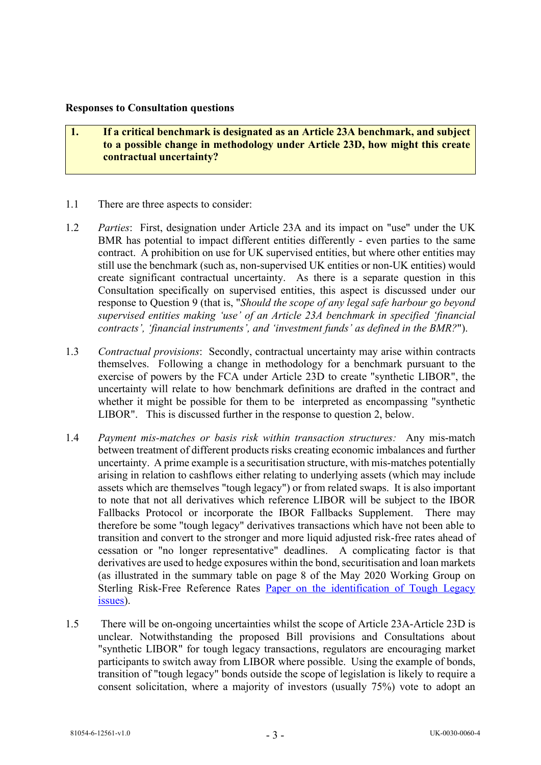**Responses to Consultation questions**

> **1. If a critical benchmark is designated as an Article 23A benchmark, and subject to a possible change in methodology under Article 23D, how might this create contractual uncertainty?**

1.1 There are three aspects to consider:

1.2 *Parties*: First, designation under Article 23A and its impact on "use" under the UK BMR has potential to impact different entities differently - even parties to the same contract. A prohibition on use for UK supervised entities, but where other entities may still use the benchmark (such as, non-supervised UK entities or non-UK entities) would create significant contractual uncertainty. As there is a separate question in this Consultation specifically on supervised entities, this aspect is discussed under our response to Question 9 (that is, "*Should the scope of any legal safe harbour go beyond supervised entities making 'use' of an Article 23A benchmark in specified 'financial contracts', 'financial instruments', and 'investment funds' as defined in the BMR?*").

1.3 *Contractual provisions*: Secondly, contractual uncertainty may arise within contracts themselves. Following a change in methodology for a benchmark pursuant to the exercise of powers by the FCA under Article 23D to create "synthetic LIBOR", the uncertainty will relate to how benchmark definitions are drafted in the contract and whether it might be possible for them to be interpreted as encompassing "synthetic LIBOR". This is discussed further in the response to question 2, below.

1.4 *Payment mis-matches or basis risk within transaction structures:* Any mis-match between treatment of different products risks creating economic imbalances and further uncertainty. A prime example is a securitisation structure, with mis-matches potentially arising in relation to cashflows either relating to underlying assets (which may include assets which are themselves "tough legacy") or from related swaps. It is also important to note that not all derivatives which reference LIBOR will be subject to the IBOR Fallbacks Protocol or incorporate the IBOR Fallbacks Supplement. There may therefore be some "tough legacy" derivatives transactions which have not been able to transition and convert to the stronger and more liquid adjusted risk-free rates ahead of cessation or "no longer representative" deadlines. A complicating factor is that derivatives are used to hedge exposures within the bond, securitisation and loan markets (as illustrated in the summary table on page 8 of the May 2020 Working Group on Sterling Risk-Free Reference Rates Paper on the identification of Tough Legacy issues).

1.5 There will be on-ongoing uncertainties whilst the scope of Article 23A-Article 23D is unclear. Notwithstanding the proposed Bill provisions and Consultations about "synthetic LIBOR" for tough legacy transactions, regulators are encouraging market participants to switch away from LIBOR where possible. Using the example of bonds, transition of "tough legacy" bonds outside the scope of legislation is likely to require a consent solicitation, where a majority of investors (usually 75%) vote to adopt an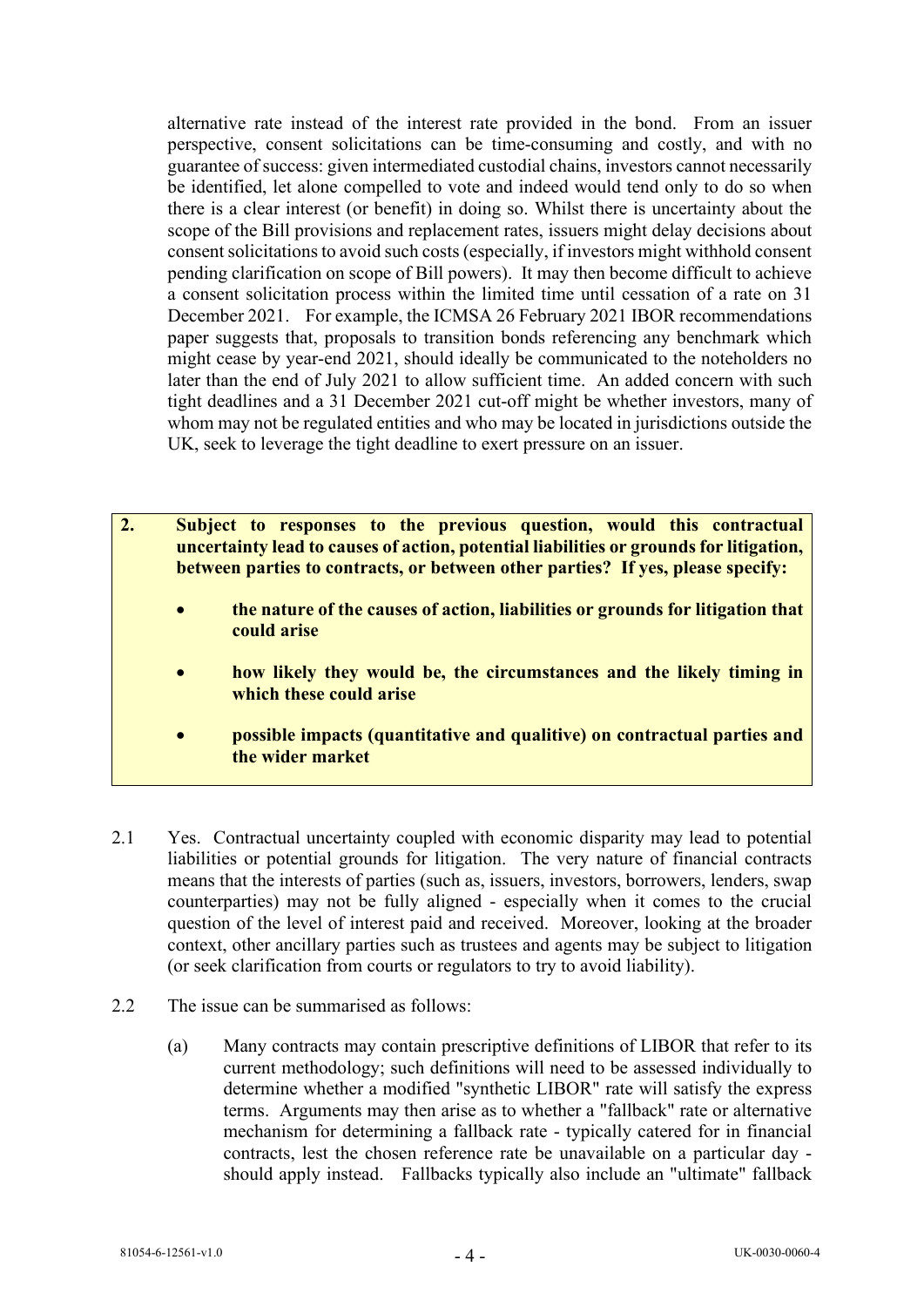alternative rate instead of the interest rate provided in the bond. From an issuer perspective, consent solicitations can be time-consuming and costly, and with no guarantee of success: given intermediated custodial chains, investors cannot necessarily be identified, let alone compelled to vote and indeed would tend only to do so when there is a clear interest (or benefit) in doing so. Whilst there is uncertainty about the scope of the Bill provisions and replacement rates, issuers might delay decisions about consent solicitations to avoid such costs (especially, if investors might withhold consent pending clarification on scope of Bill powers). It may then become difficult to achieve a consent solicitation process within the limited time until cessation of a rate on 31 December 2021. For example, the ICMSA 26 February 2021 IBOR recommendations paper suggests that, proposals to transition bonds referencing any benchmark which might cease by year-end 2021, should ideally be communicated to the noteholders no later than the end of July 2021 to allow sufficient time. An added concern with such tight deadlines and a 31 December 2021 cut-off might be whether investors, many of whom may not be regulated entities and who may be located in jurisdictions outside the UK, seek to leverage the tight deadline to exert pressure on an issuer.

**2. Subject to responses to the previous question, would this contractual uncertainty lead to causes of action, potential liabilities or grounds for litigation, between parties to contracts, or between other parties? If yes, please specify:**

- **the nature of the causes of action, liabilities or grounds for litigation that could arise**
- **how likely they would be, the circumstances and the likely timing in which these could arise**
- **possible impacts (quantitative and qualitive) on contractual parties and the wider market**

2.1 Yes. Contractual uncertainty coupled with economic disparity may lead to potential liabilities or potential grounds for litigation. The very nature of financial contracts means that the interests of parties (such as, issuers, investors, borrowers, lenders, swap counterparties) may not be fully aligned - especially when it comes to the crucial question of the level of interest paid and received. Moreover, looking at the broader context, other ancillary parties such as trustees and agents may be subject to litigation (or seek clarification from courts or regulators to try to avoid liability).

2.2 The issue can be summarised as follows:

(a) Many contracts may contain prescriptive definitions of LIBOR that refer to its current methodology; such definitions will need to be assessed individually to determine whether a modified "synthetic LIBOR" rate will satisfy the express terms. Arguments may then arise as to whether a "fallback" rate or alternative mechanism for determining a fallback rate - typically catered for in financial contracts, lest the chosen reference rate be unavailable on a particular day - should apply instead. Fallbacks typically also include an "ultimate" fallback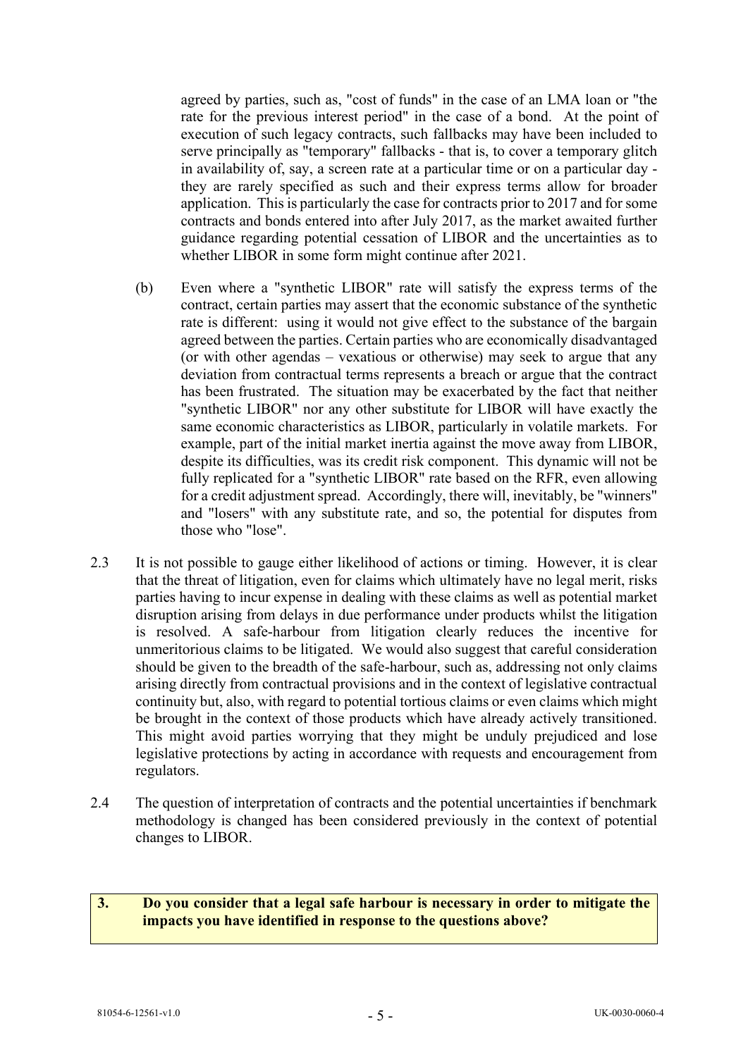agreed by parties, such as, "cost of funds" in the case of an LMA loan or "the rate for the previous interest period" in the case of a bond. At the point of execution of such legacy contracts, such fallbacks may have been included to serve principally as "temporary" fallbacks - that is, to cover a temporary glitch in availability of, say, a screen rate at a particular time or on a particular day - they are rarely specified as such and their express terms allow for broader application. This is particularly the case for contracts prior to 2017 and for some contracts and bonds entered into after July 2017, as the market awaited further guidance regarding potential cessation of LIBOR and the uncertainties as to whether LIBOR in some form might continue after 2021.

(b) Even where a "synthetic LIBOR" rate will satisfy the express terms of the contract, certain parties may assert that the economic substance of the synthetic rate is different: using it would not give effect to the substance of the bargain agreed between the parties. Certain parties who are economically disadvantaged (or with other agendas – vexatious or otherwise) may seek to argue that any deviation from contractual terms represents a breach or argue that the contract has been frustrated. The situation may be exacerbated by the fact that neither "synthetic LIBOR" nor any other substitute for LIBOR will have exactly the same economic characteristics as LIBOR, particularly in volatile markets. For example, part of the initial market inertia against the move away from LIBOR, despite its difficulties, was its credit risk component. This dynamic will not be fully replicated for a "synthetic LIBOR" rate based on the RFR, even allowing for a credit adjustment spread. Accordingly, there will, inevitably, be "winners" and "losers" with any substitute rate, and so, the potential for disputes from those who "lose".

2.3 It is not possible to gauge either likelihood of actions or timing. However, it is clear that the threat of litigation, even for claims which ultimately have no legal merit, risks parties having to incur expense in dealing with these claims as well as potential market disruption arising from delays in due performance under products whilst the litigation is resolved. A safe-harbour from litigation clearly reduces the incentive for unmeritorious claims to be litigated. We would also suggest that careful consideration should be given to the breadth of the safe-harbour, such as, addressing not only claims arising directly from contractual provisions and in the context of legislative contractual continuity but, also, with regard to potential tortious claims or even claims which might be brought in the context of those products which have already actively transitioned. This might avoid parties worrying that they might be unduly prejudiced and lose legislative protections by acting in accordance with requests and encouragement from regulators.

2.4 The question of interpretation of contracts and the potential uncertainties if benchmark methodology is changed has been considered previously in the context of potential changes to LIBOR.

**3. Do you consider that a legal safe harbour is necessary in order to mitigate the impacts you have identified in response to the questions above?**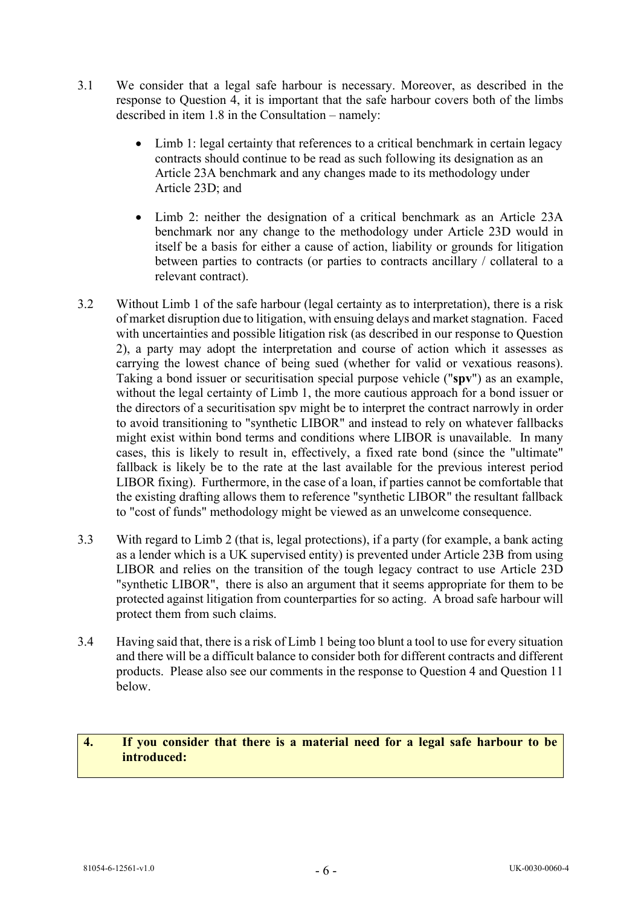3.1 We consider that a legal safe harbour is necessary. Moreover, as described in the response to Question 4, it is important that the safe harbour covers both of the limbs described in item 1.8 in the Consultation – namely:

- Limb 1: legal certainty that references to a critical benchmark in certain legacy contracts should continue to be read as such following its designation as an Article 23A benchmark and any changes made to its methodology under Article 23D; and

- Limb 2: neither the designation of a critical benchmark as an Article 23A benchmark nor any change to the methodology under Article 23D would in itself be a basis for either a cause of action, liability or grounds for litigation between parties to contracts (or parties to contracts ancillary / collateral to a relevant contract).

3.2 Without Limb 1 of the safe harbour (legal certainty as to interpretation), there is a risk of market disruption due to litigation, with ensuing delays and market stagnation. Faced with uncertainties and possible litigation risk (as described in our response to Question 2), a party may adopt the interpretation and course of action which it assesses as carrying the lowest chance of being sued (whether for valid or vexatious reasons). Taking a bond issuer or securitisation special purpose vehicle ("**spv**") as an example, without the legal certainty of Limb 1, the more cautious approach for a bond issuer or the directors of a securitisation spv might be to interpret the contract narrowly in order to avoid transitioning to "synthetic LIBOR" and instead to rely on whatever fallbacks might exist within bond terms and conditions where LIBOR is unavailable. In many cases, this is likely to result in, effectively, a fixed rate bond (since the "ultimate" fallback is likely be to the rate at the last available for the previous interest period LIBOR fixing). Furthermore, in the case of a loan, if parties cannot be comfortable that the existing drafting allows them to reference "synthetic LIBOR" the resultant fallback to "cost of funds" methodology might be viewed as an unwelcome consequence.

3.3 With regard to Limb 2 (that is, legal protections), if a party (for example, a bank acting as a lender which is a UK supervised entity) is prevented under Article 23B from using LIBOR and relies on the transition of the tough legacy contract to use Article 23D "synthetic LIBOR", there is also an argument that it seems appropriate for them to be protected against litigation from counterparties for so acting. A broad safe harbour will protect them from such claims.

3.4 Having said that, there is a risk of Limb 1 being too blunt a tool to use for every situation and there will be a difficult balance to consider both for different contracts and different products. Please also see our comments in the response to Question 4 and Question 11 below.

**4. If you consider that there is a material need for a legal safe harbour to be introduced:**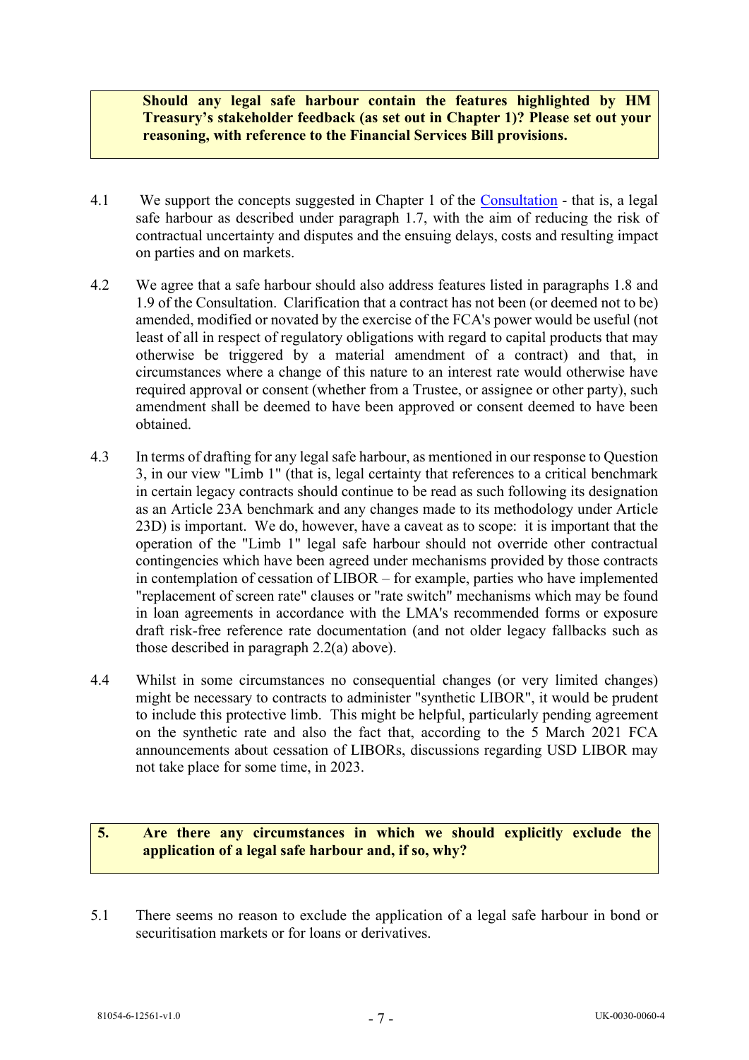**Should any legal safe harbour contain the features highlighted by HM Treasury's stakeholder feedback (as set out in Chapter 1)? Please set out your reasoning, with reference to the Financial Services Bill provisions.**

4.1 We support the concepts suggested in Chapter 1 of the Consultation - that is, a legal safe harbour as described under paragraph 1.7, with the aim of reducing the risk of contractual uncertainty and disputes and the ensuing delays, costs and resulting impact on parties and on markets.

4.2 We agree that a safe harbour should also address features listed in paragraphs 1.8 and 1.9 of the Consultation. Clarification that a contract has not been (or deemed not to be) amended, modified or novated by the exercise of the FCA's power would be useful (not least of all in respect of regulatory obligations with regard to capital products that may otherwise be triggered by a material amendment of a contract) and that, in circumstances where a change of this nature to an interest rate would otherwise have required approval or consent (whether from a Trustee, or assignee or other party), such amendment shall be deemed to have been approved or consent deemed to have been obtained.

4.3 In terms of drafting for any legal safe harbour, as mentioned in our response to Question 3, in our view "Limb 1" (that is, legal certainty that references to a critical benchmark in certain legacy contracts should continue to be read as such following its designation as an Article 23A benchmark and any changes made to its methodology under Article 23D) is important. We do, however, have a caveat as to scope: it is important that the operation of the "Limb 1" legal safe harbour should not override other contractual contingencies which have been agreed under mechanisms provided by those contracts in contemplation of cessation of LIBOR – for example, parties who have implemented "replacement of screen rate" clauses or "rate switch" mechanisms which may be found in loan agreements in accordance with the LMA's recommended forms or exposure draft risk-free reference rate documentation (and not older legacy fallbacks such as those described in paragraph 2.2(a) above).

4.4 Whilst in some circumstances no consequential changes (or very limited changes) might be necessary to contracts to administer "synthetic LIBOR", it would be prudent to include this protective limb. This might be helpful, particularly pending agreement on the synthetic rate and also the fact that, according to the 5 March 2021 FCA announcements about cessation of LIBORs, discussions regarding USD LIBOR may not take place for some time, in 2023.

**5. Are there any circumstances in which we should explicitly exclude the application of a legal safe harbour and, if so, why?**

5.1 There seems no reason to exclude the application of a legal safe harbour in bond or securitisation markets or for loans or derivatives.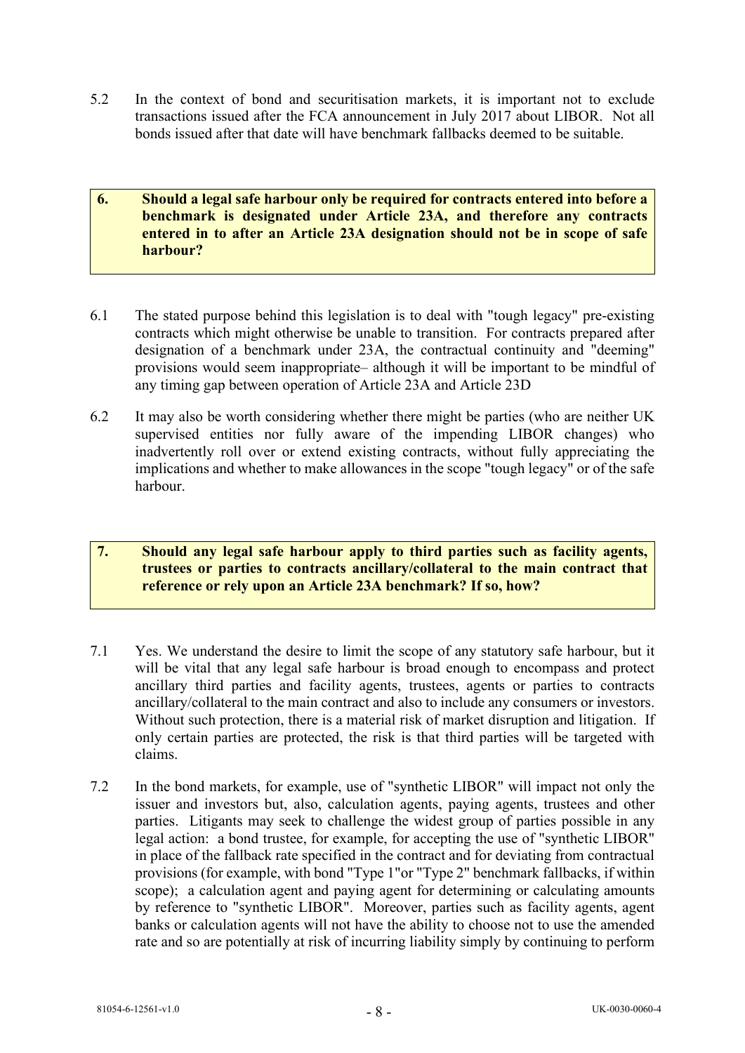5.2 In the context of bond and securitisation markets, it is important not to exclude transactions issued after the FCA announcement in July 2017 about LIBOR. Not all bonds issued after that date will have benchmark fallbacks deemed to be suitable.

**6. Should a legal safe harbour only be required for contracts entered into before a benchmark is designated under Article 23A, and therefore any contracts entered in to after an Article 23A designation should not be in scope of safe harbour?**

6.1 The stated purpose behind this legislation is to deal with "tough legacy" pre-existing contracts which might otherwise be unable to transition. For contracts prepared after designation of a benchmark under 23A, the contractual continuity and "deeming" provisions would seem inappropriate– although it will be important to be mindful of any timing gap between operation of Article 23A and Article 23D

6.2 It may also be worth considering whether there might be parties (who are neither UK supervised entities nor fully aware of the impending LIBOR changes) who inadvertently roll over or extend existing contracts, without fully appreciating the implications and whether to make allowances in the scope "tough legacy" or of the safe harbour.

**7. Should any legal safe harbour apply to third parties such as facility agents, trustees or parties to contracts ancillary/collateral to the main contract that reference or rely upon an Article 23A benchmark? If so, how?**

7.1 Yes. We understand the desire to limit the scope of any statutory safe harbour, but it will be vital that any legal safe harbour is broad enough to encompass and protect ancillary third parties and facility agents, trustees, agents or parties to contracts ancillary/collateral to the main contract and also to include any consumers or investors. Without such protection, there is a material risk of market disruption and litigation. If only certain parties are protected, the risk is that third parties will be targeted with claims.

7.2 In the bond markets, for example, use of "synthetic LIBOR" will impact not only the issuer and investors but, also, calculation agents, paying agents, trustees and other parties. Litigants may seek to challenge the widest group of parties possible in any legal action: a bond trustee, for example, for accepting the use of "synthetic LIBOR" in place of the fallback rate specified in the contract and for deviating from contractual provisions (for example, with bond "Type 1"or "Type 2" benchmark fallbacks, if within scope); a calculation agent and paying agent for determining or calculating amounts by reference to "synthetic LIBOR". Moreover, parties such as facility agents, agent banks or calculation agents will not have the ability to choose not to use the amended rate and so are potentially at risk of incurring liability simply by continuing to perform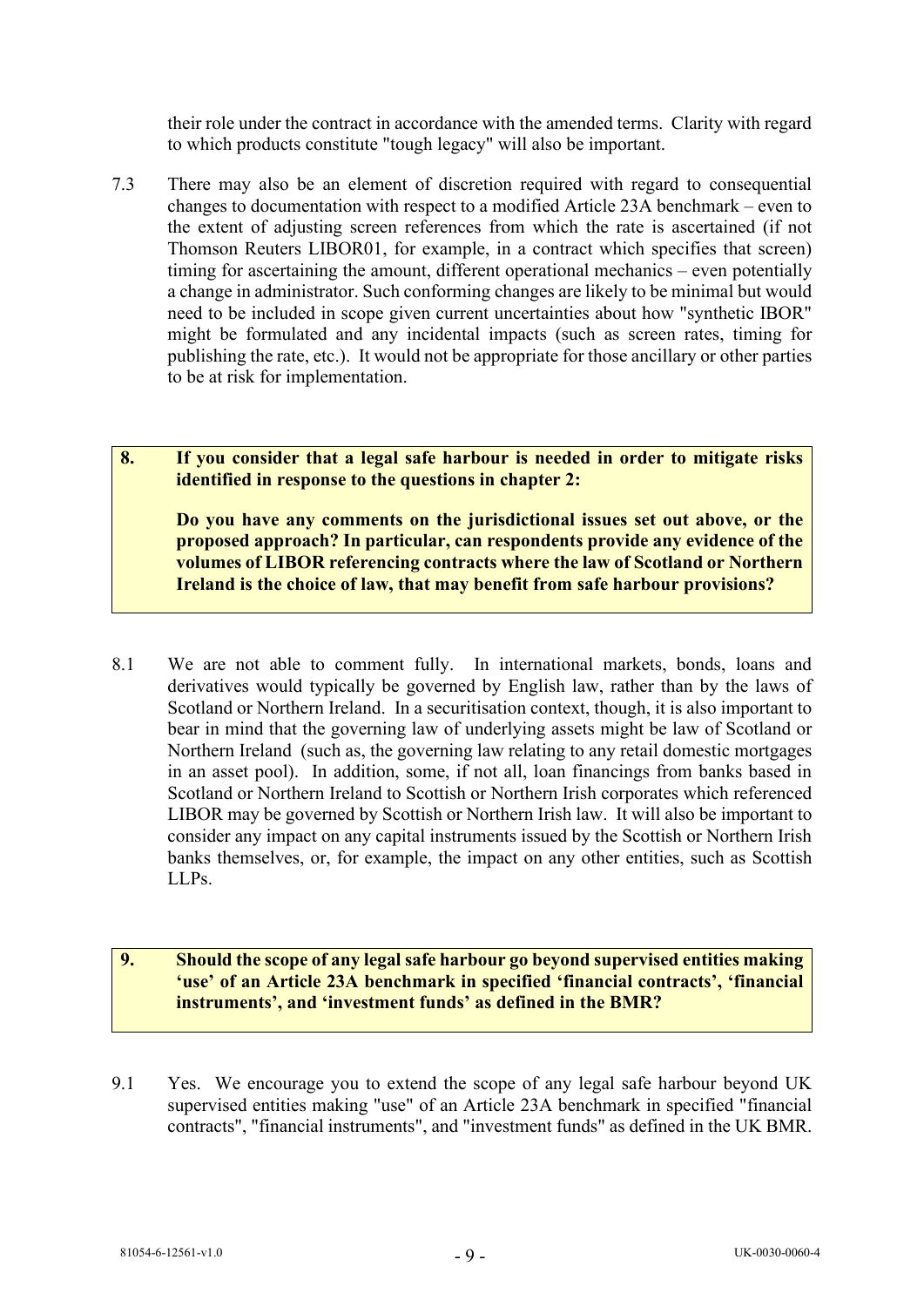their role under the contract in accordance with the amended terms. Clarity with regard to which products constitute "tough legacy" will also be important.

7.3 There may also be an element of discretion required with regard to consequential changes to documentation with respect to a modified Article 23A benchmark – even to the extent of adjusting screen references from which the rate is ascertained (if not Thomson Reuters LIBOR01, for example, in a contract which specifies that screen) timing for ascertaining the amount, different operational mechanics – even potentially a change in administrator. Such conforming changes are likely to be minimal but would need to be included in scope given current uncertainties about how "synthetic IBOR" might be formulated and any incidental impacts (such as screen rates, timing for publishing the rate, etc.). It would not be appropriate for those ancillary or other parties to be at risk for implementation.

**8. If you consider that a legal safe harbour is needed in order to mitigate risks identified in response to the questions in chapter 2:**

**Do you have any comments on the jurisdictional issues set out above, or the proposed approach? In particular, can respondents provide any evidence of the volumes of LIBOR referencing contracts where the law of Scotland or Northern Ireland is the choice of law, that may benefit from safe harbour provisions?**

8.1 We are not able to comment fully. In international markets, bonds, loans and derivatives would typically be governed by English law, rather than by the laws of Scotland or Northern Ireland. In a securitisation context, though, it is also important to bear in mind that the governing law of underlying assets might be law of Scotland or Northern Ireland (such as, the governing law relating to any retail domestic mortgages in an asset pool). In addition, some, if not all, loan financings from banks based in Scotland or Northern Ireland to Scottish or Northern Irish corporates which referenced LIBOR may be governed by Scottish or Northern Irish law. It will also be important to consider any impact on any capital instruments issued by the Scottish or Northern Irish banks themselves, or, for example, the impact on any other entities, such as Scottish LLPs.

**9. Should the scope of any legal safe harbour go beyond supervised entities making 'use' of an Article 23A benchmark in specified 'financial contracts', 'financial instruments', and 'investment funds' as defined in the BMR?**

9.1 Yes. We encourage you to extend the scope of any legal safe harbour beyond UK supervised entities making "use" of an Article 23A benchmark in specified "financial contracts", "financial instruments", and "investment funds" as defined in the UK BMR.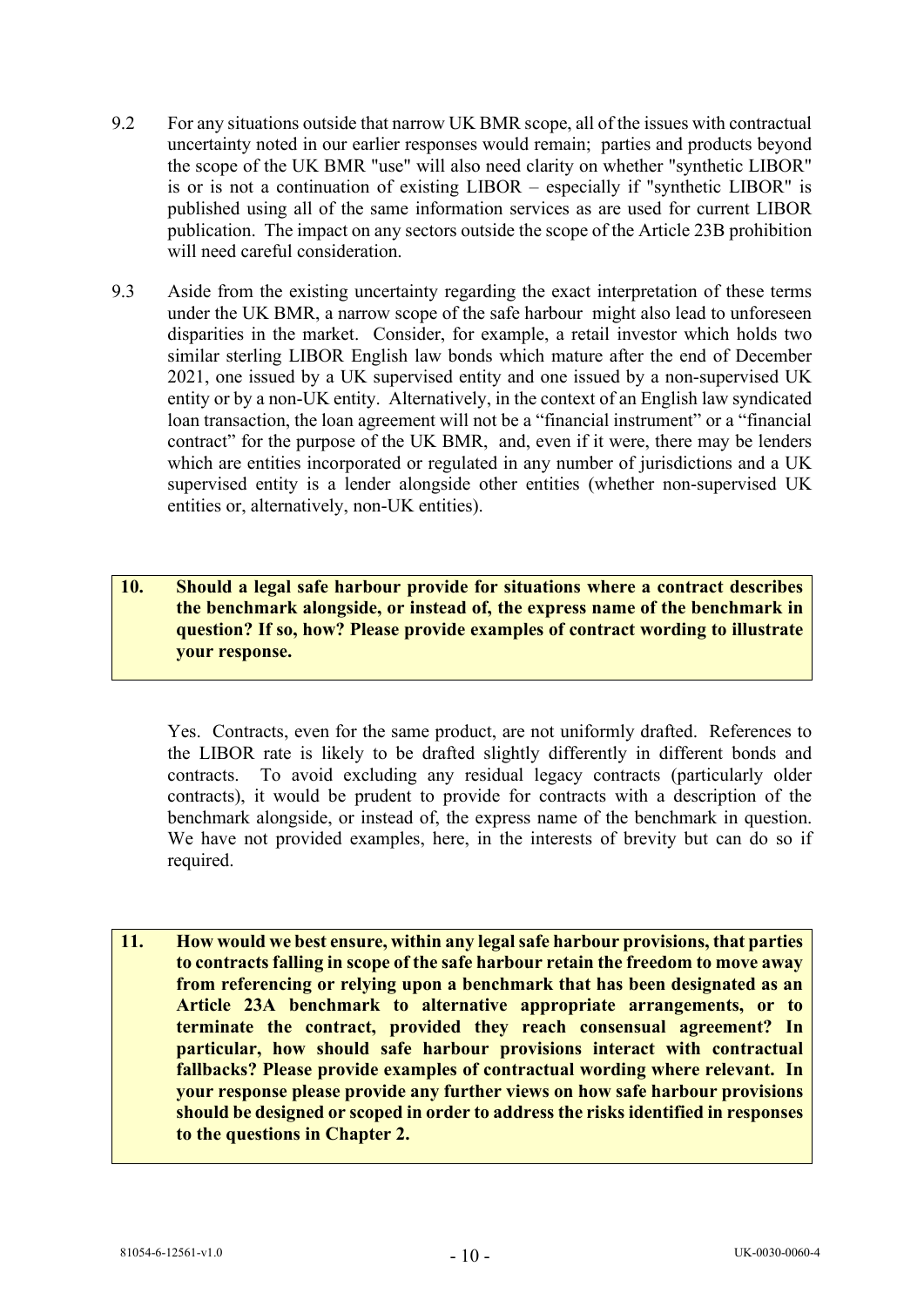9.2 For any situations outside that narrow UK BMR scope, all of the issues with contractual uncertainty noted in our earlier responses would remain; parties and products beyond the scope of the UK BMR "use" will also need clarity on whether "synthetic LIBOR" is or is not a continuation of existing LIBOR – especially if "synthetic LIBOR" is published using all of the same information services as are used for current LIBOR publication. The impact on any sectors outside the scope of the Article 23B prohibition will need careful consideration.

9.3 Aside from the existing uncertainty regarding the exact interpretation of these terms under the UK BMR, a narrow scope of the safe harbour might also lead to unforeseen disparities in the market. Consider, for example, a retail investor which holds two similar sterling LIBOR English law bonds which mature after the end of December 2021, one issued by a UK supervised entity and one issued by a non-supervised UK entity or by a non-UK entity. Alternatively, in the context of an English law syndicated loan transaction, the loan agreement will not be a "financial instrument" or a "financial contract" for the purpose of the UK BMR, and, even if it were, there may be lenders which are entities incorporated or regulated in any number of jurisdictions and a UK supervised entity is a lender alongside other entities (whether non-supervised UK entities or, alternatively, non-UK entities).

**10. Should a legal safe harbour provide for situations where a contract describes the benchmark alongside, or instead of, the express name of the benchmark in question? If so, how? Please provide examples of contract wording to illustrate your response.**

Yes. Contracts, even for the same product, are not uniformly drafted. References to the LIBOR rate is likely to be drafted slightly differently in different bonds and contracts. To avoid excluding any residual legacy contracts (particularly older contracts), it would be prudent to provide for contracts with a description of the benchmark alongside, or instead of, the express name of the benchmark in question. We have not provided examples, here, in the interests of brevity but can do so if required.

**11. How would we best ensure, within any legal safe harbour provisions, that parties to contracts falling in scope of the safe harbour retain the freedom to move away from referencing or relying upon a benchmark that has been designated as an Article 23A benchmark to alternative appropriate arrangements, or to terminate the contract, provided they reach consensual agreement? In particular, how should safe harbour provisions interact with contractual fallbacks? Please provide examples of contractual wording where relevant. In your response please provide any further views on how safe harbour provisions should be designed or scoped in order to address the risks identified in responses to the questions in Chapter 2.**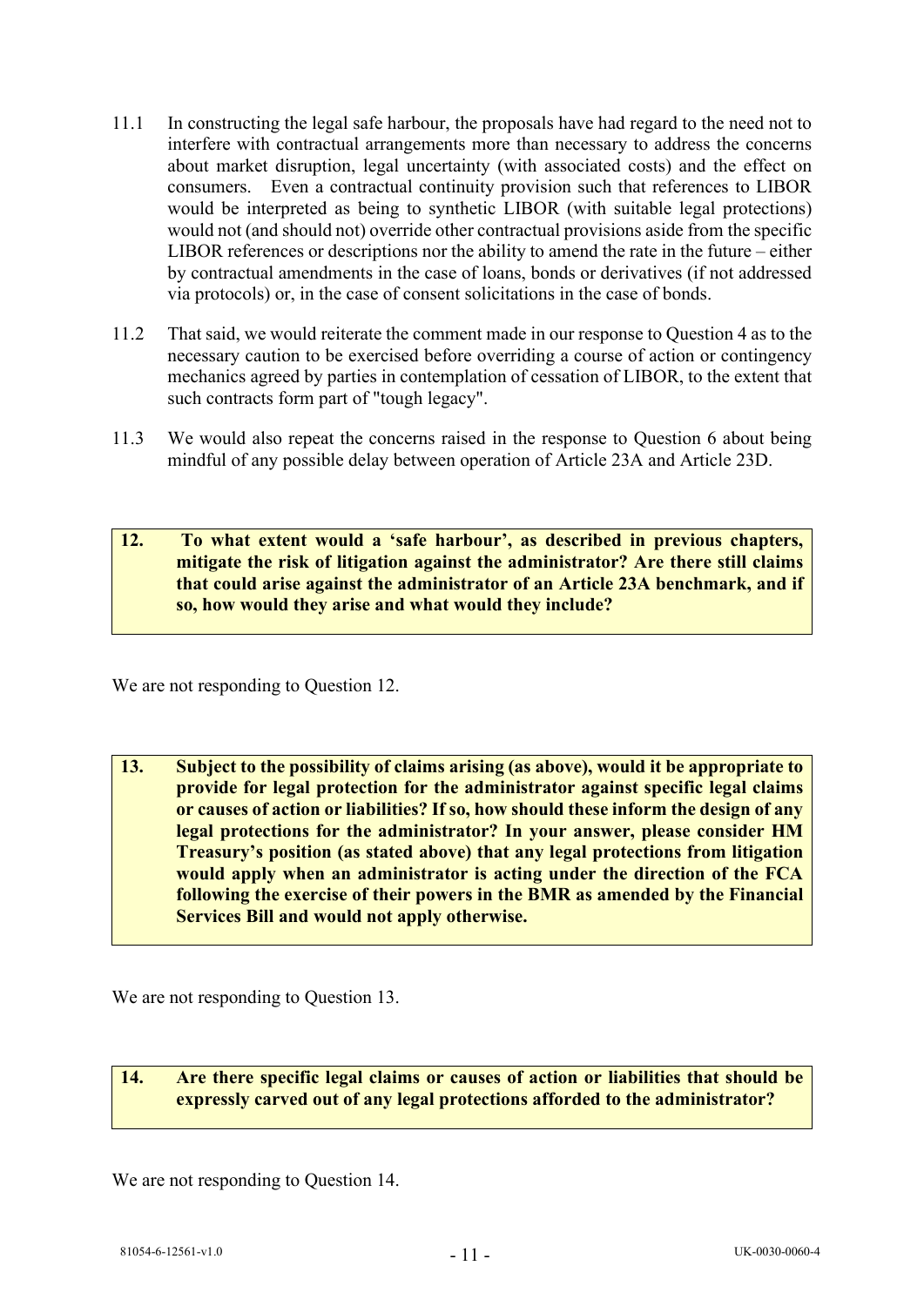11.1 In constructing the legal safe harbour, the proposals have had regard to the need not to interfere with contractual arrangements more than necessary to address the concerns about market disruption, legal uncertainty (with associated costs) and the effect on consumers. Even a contractual continuity provision such that references to LIBOR would be interpreted as being to synthetic LIBOR (with suitable legal protections) would not (and should not) override other contractual provisions aside from the specific LIBOR references or descriptions nor the ability to amend the rate in the future – either by contractual amendments in the case of loans, bonds or derivatives (if not addressed via protocols) or, in the case of consent solicitations in the case of bonds.

11.2 That said, we would reiterate the comment made in our response to Question 4 as to the necessary caution to be exercised before overriding a course of action or contingency mechanics agreed by parties in contemplation of cessation of LIBOR, to the extent that such contracts form part of "tough legacy".

11.3 We would also repeat the concerns raised in the response to Question 6 about being mindful of any possible delay between operation of Article 23A and Article 23D.

**12. To what extent would a 'safe harbour', as described in previous chapters, mitigate the risk of litigation against the administrator? Are there still claims that could arise against the administrator of an Article 23A benchmark, and if so, how would they arise and what would they include?**

We are not responding to Question 12.

**13. Subject to the possibility of claims arising (as above), would it be appropriate to provide for legal protection for the administrator against specific legal claims or causes of action or liabilities? If so, how should these inform the design of any legal protections for the administrator? In your answer, please consider HM Treasury's position (as stated above) that any legal protections from litigation would apply when an administrator is acting under the direction of the FCA following the exercise of their powers in the BMR as amended by the Financial Services Bill and would not apply otherwise.**

We are not responding to Question 13.

**14. Are there specific legal claims or causes of action or liabilities that should be expressly carved out of any legal protections afforded to the administrator?**

We are not responding to Question 14.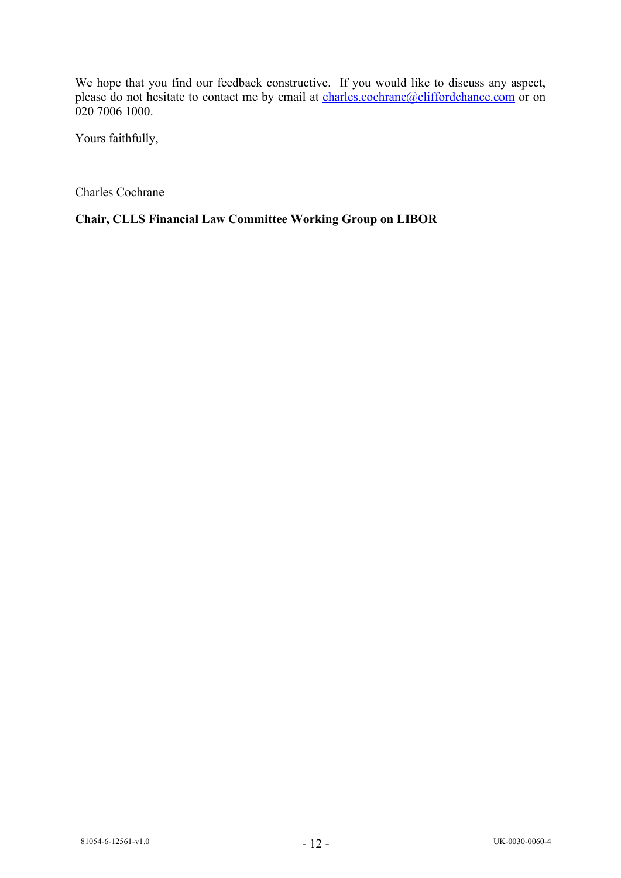We hope that you find our feedback constructive. If you would like to discuss any aspect, please do not hesitate to contact me by email at charles.cochrane@cliffordchance.com or on 020 7006 1000.

Yours faithfully,

Charles Cochrane

**Chair, CLLS Financial Law Committee Working Group on LIBOR**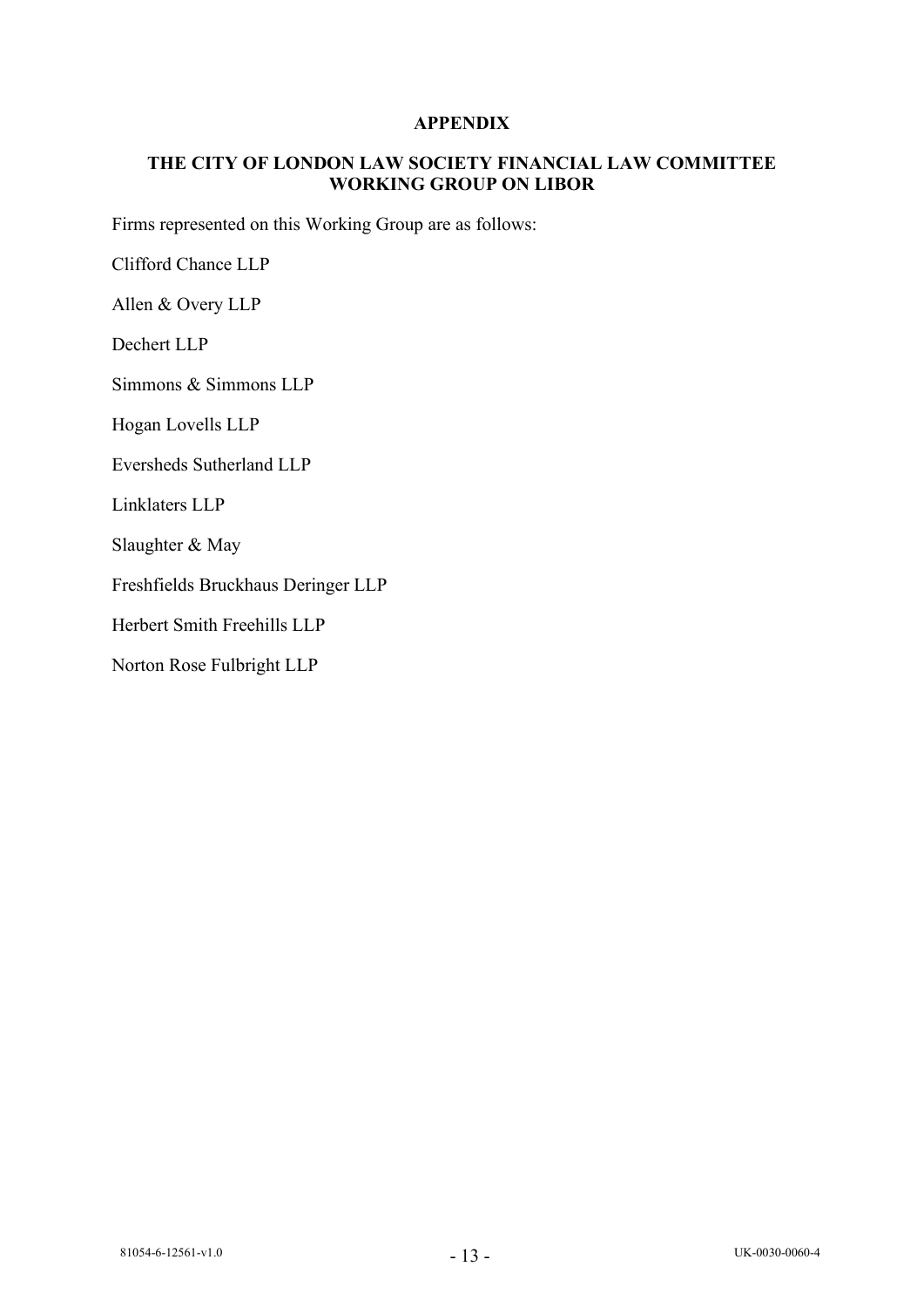## APPENDIX

## THE CITY OF LONDON LAW SOCIETY FINANCIAL LAW COMMITTEE WORKING GROUP ON LIBOR

Firms represented on this Working Group are as follows:

Clifford Chance LLP

Allen & Overy LLP

Dechert LLP

Simmons & Simmons LLP

Hogan Lovells LLP

Eversheds Sutherland LLP

Linklaters LLP

Slaughter & May

Freshfields Bruckhaus Deringer LLP

Herbert Smith Freehills LLP

Norton Rose Fulbright LLP